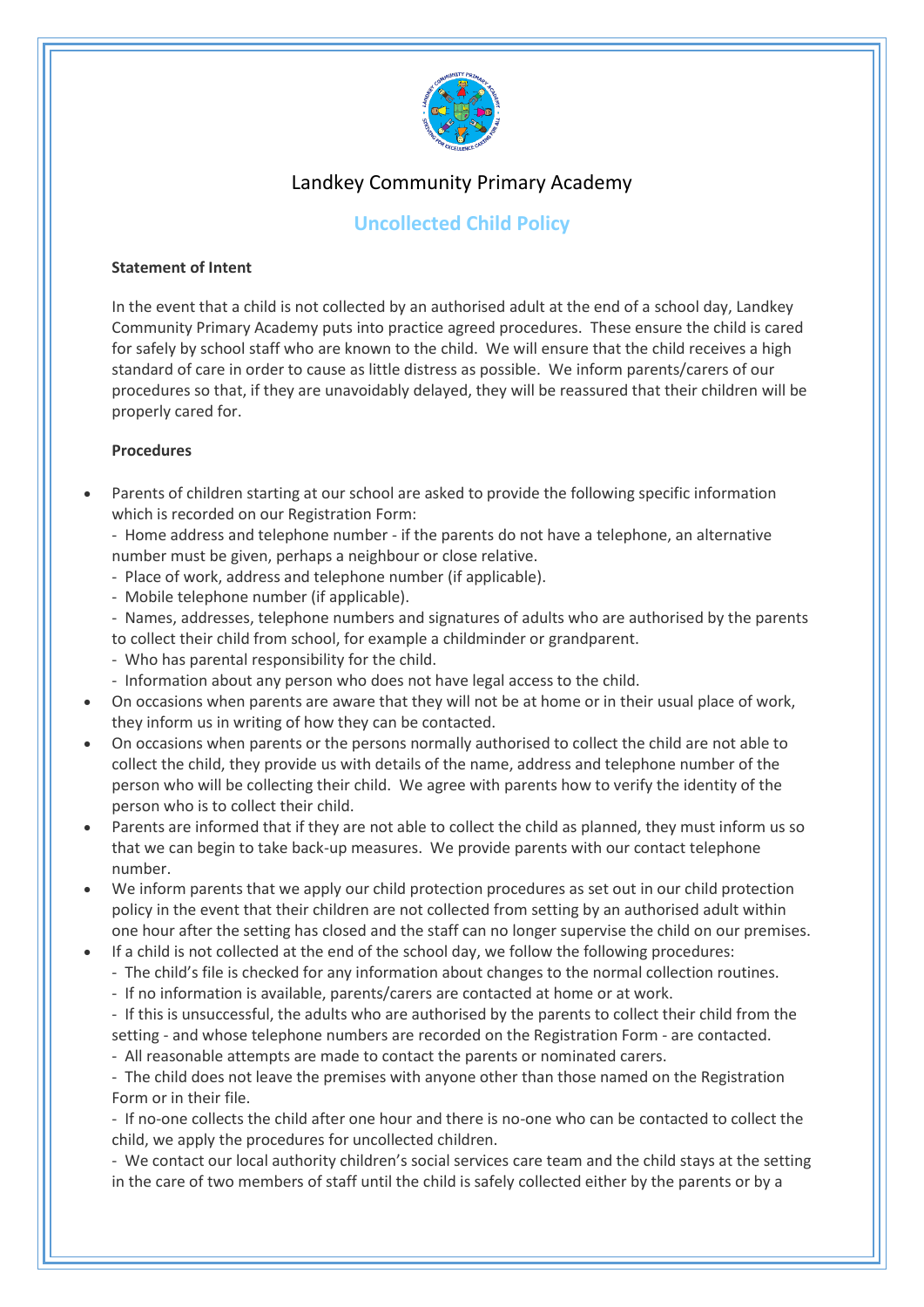# Landkey Community Primary Academy

## Uncollected Child Policy

**Statement of Intent**

In the event that a child is not collected by an authorised adult at the end of a school day, Landkey Community Primary Academy puts into practice agreed procedures. These ensure the child is cared for safely by school staff who are known to the child. We will ensure that the child receives a high standard of care in order to cause as little distress as possible. We inform parents/carers of our procedures so that, if they are unavoidably delayed, they will be reassured that their children will be properly cared for.

**Procedures**

- Parents of children starting at our school are asked to provide the following specific information which is recorded on our Registration Form:
  - Home address and telephone number - if the parents do not have a telephone, an alternative number must be given, perhaps a neighbour or close relative.
  - Place of work, address and telephone number (if applicable).
  - Mobile telephone number (if applicable).
  - Names, addresses, telephone numbers and signatures of adults who are authorised by the parents to collect their child from school, for example a childminder or grandparent.
  - Who has parental responsibility for the child.
  - Information about any person who does not have legal access to the child.
- On occasions when parents are aware that they will not be at home or in their usual place of work, they inform us in writing of how they can be contacted.
- On occasions when parents or the persons normally authorised to collect the child are not able to collect the child, they provide us with details of the name, address and telephone number of the person who will be collecting their child. We agree with parents how to verify the identity of the person who is to collect their child.
- Parents are informed that if they are not able to collect the child as planned, they must inform us so that we can begin to take back-up measures. We provide parents with our contact telephone number.
- We inform parents that we apply our child protection procedures as set out in our child protection policy in the event that their children are not collected from setting by an authorised adult within one hour after the setting has closed and the staff can no longer supervise the child on our premises.
- If a child is not collected at the end of the school day, we follow the following procedures:
  - The child's file is checked for any information about changes to the normal collection routines.
  - If no information is available, parents/carers are contacted at home or at work.
  - If this is unsuccessful, the adults who are authorised by the parents to collect their child from the setting - and whose telephone numbers are recorded on the Registration Form - are contacted.
  - All reasonable attempts are made to contact the parents or nominated carers.
  - The child does not leave the premises with anyone other than those named on the Registration Form or in their file.
  - If no-one collects the child after one hour and there is no-one who can be contacted to collect the child, we apply the procedures for uncollected children.
  - We contact our local authority children's social services care team and the child stays at the setting in the care of two members of staff until the child is safely collected either by the parents or by a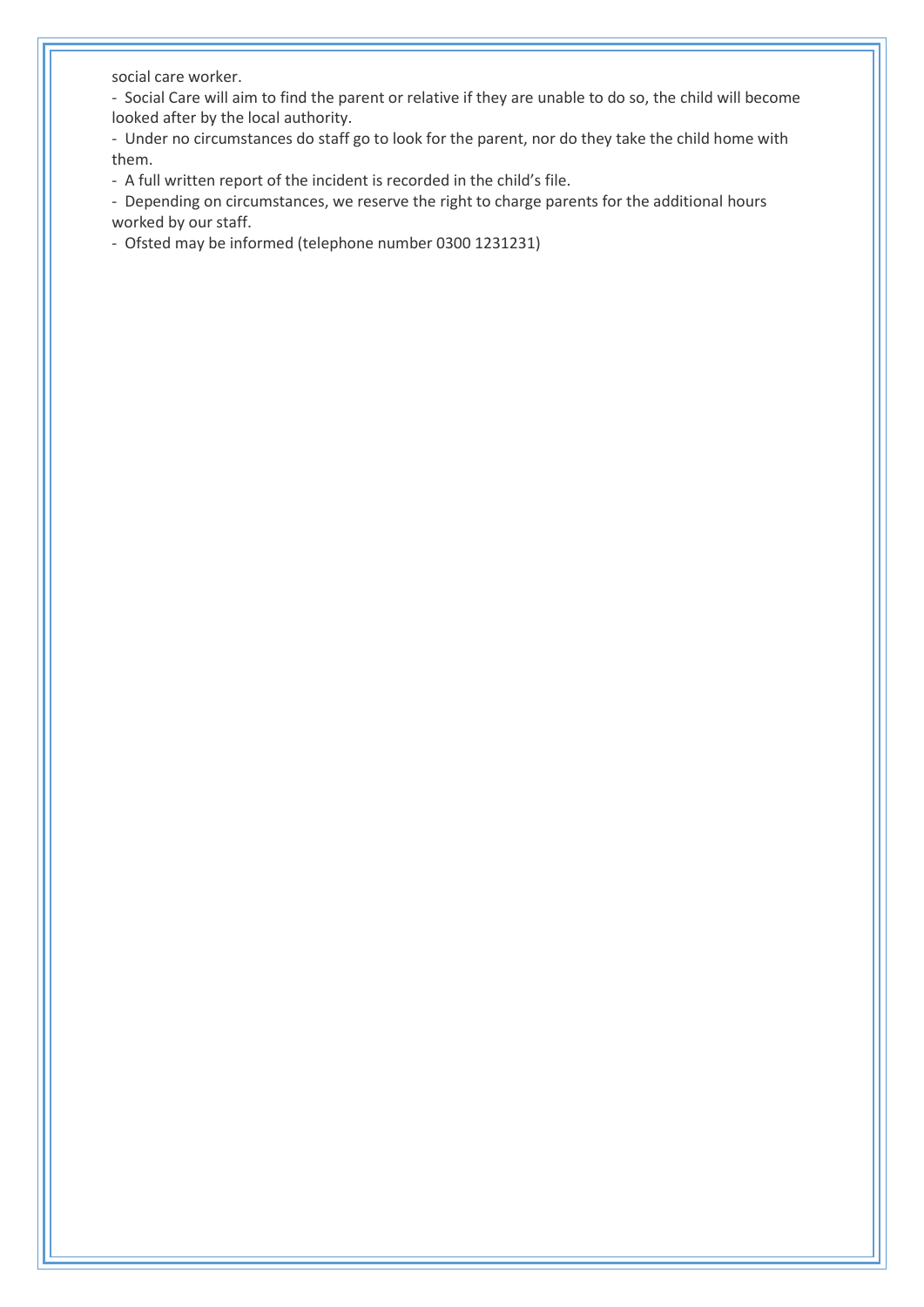social care worker.

- Social Care will aim to find the parent or relative if they are unable to do so, the child will become looked after by the local authority.
- Under no circumstances do staff go to look for the parent, nor do they take the child home with them.
- A full written report of the incident is recorded in the child's file.
- Depending on circumstances, we reserve the right to charge parents for the additional hours worked by our staff.
- Ofsted may be informed (telephone number 0300 1231231)